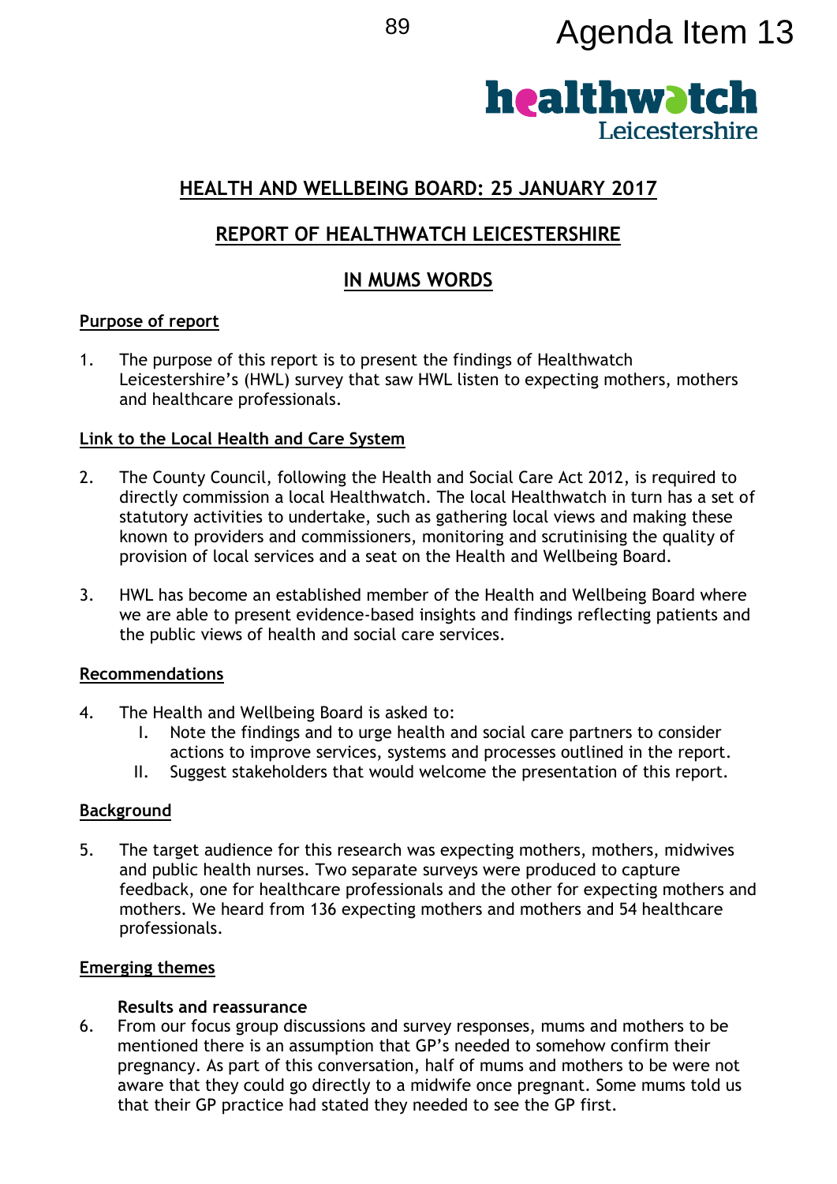Agenda Item 13

healthwatch Leicestershire

## HEALTH AND WELLBEING BOARD: 25 JANUARY 2017

## REPORT OF HEALTHWATCH LEICESTERSHIRE

## IN MUMS WORDS

### Purpose of report

1. The purpose of this report is to present the findings of Healthwatch Leicestershire's (HWL) survey that saw HWL listen to expecting mothers, mothers and healthcare professionals.

### Link to the Local Health and Care System

2. The County Council, following the Health and Social Care Act 2012, is required to directly commission a local Healthwatch. The local Healthwatch in turn has a set of statutory activities to undertake, such as gathering local views and making these known to providers and commissioners, monitoring and scrutinising the quality of provision of local services and a seat on the Health and Wellbeing Board.

3. HWL has become an established member of the Health and Wellbeing Board where we are able to present evidence-based insights and findings reflecting patients and the public views of health and social care services.

### Recommendations

4. The Health and Wellbeing Board is asked to:
   I. Note the findings and to urge health and social care partners to consider actions to improve services, systems and processes outlined in the report.
   II. Suggest stakeholders that would welcome the presentation of this report.

### Background

5. The target audience for this research was expecting mothers, mothers, midwives and public health nurses. Two separate surveys were produced to capture feedback, one for healthcare professionals and the other for expecting mothers and mothers. We heard from 136 expecting mothers and mothers and 54 healthcare professionals.

### Emerging themes

**Results and reassurance**

6. From our focus group discussions and survey responses, mums and mothers to be mentioned there is an assumption that GP's needed to somehow confirm their pregnancy. As part of this conversation, half of mums and mothers to be were not aware that they could go directly to a midwife once pregnant. Some mums told us that their GP practice had stated they needed to see the GP first.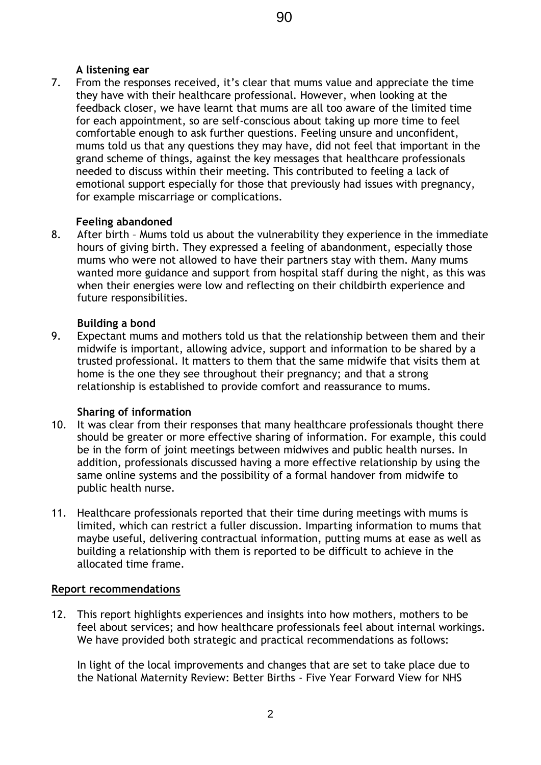**A listening ear**

7. From the responses received, it's clear that mums value and appreciate the time they have with their healthcare professional. However, when looking at the feedback closer, we have learnt that mums are all too aware of the limited time for each appointment, so are self-conscious about taking up more time to feel comfortable enough to ask further questions. Feeling unsure and unconfident, mums told us that any questions they may have, did not feel that important in the grand scheme of things, against the key messages that healthcare professionals needed to discuss within their meeting. This contributed to feeling a lack of emotional support especially for those that previously had issues with pregnancy, for example miscarriage or complications.

**Feeling abandoned**

8. After birth – Mums told us about the vulnerability they experience in the immediate hours of giving birth. They expressed a feeling of abandonment, especially those mums who were not allowed to have their partners stay with them. Many mums wanted more guidance and support from hospital staff during the night, as this was when their energies were low and reflecting on their childbirth experience and future responsibilities.

**Building a bond**

9. Expectant mums and mothers told us that the relationship between them and their midwife is important, allowing advice, support and information to be shared by a trusted professional. It matters to them that the same midwife that visits them at home is the one they see throughout their pregnancy; and that a strong relationship is established to provide comfort and reassurance to mums.

**Sharing of information**

10. It was clear from their responses that many healthcare professionals thought there should be greater or more effective sharing of information. For example, this could be in the form of joint meetings between midwives and public health nurses. In addition, professionals discussed having a more effective relationship by using the same online systems and the possibility of a formal handover from midwife to public health nurse.

11. Healthcare professionals reported that their time during meetings with mums is limited, which can restrict a fuller discussion. Imparting information to mums that maybe useful, delivering contractual information, putting mums at ease as well as building a relationship with them is reported to be difficult to achieve in the allocated time frame.

## Report recommendations

12. This report highlights experiences and insights into how mothers, mothers to be feel about services; and how healthcare professionals feel about internal workings. We have provided both strategic and practical recommendations as follows:

    In light of the local improvements and changes that are set to take place due to the National Maternity Review: Better Births - Five Year Forward View for NHS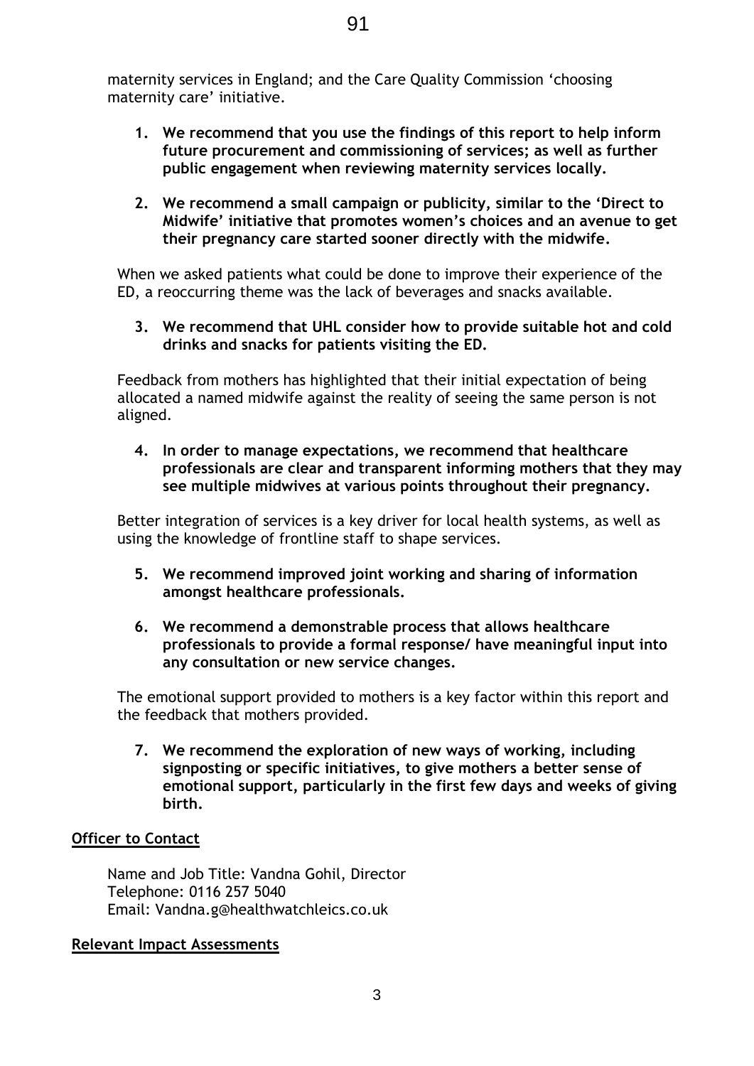maternity services in England; and the Care Quality Commission 'choosing maternity care' initiative.

1. **We recommend that you use the findings of this report to help inform future procurement and commissioning of services; as well as further public engagement when reviewing maternity services locally.**

2. **We recommend a small campaign or publicity, similar to the 'Direct to Midwife' initiative that promotes women's choices and an avenue to get their pregnancy care started sooner directly with the midwife.**

When we asked patients what could be done to improve their experience of the ED, a reoccurring theme was the lack of beverages and snacks available.

3. **We recommend that UHL consider how to provide suitable hot and cold drinks and snacks for patients visiting the ED.**

Feedback from mothers has highlighted that their initial expectation of being allocated a named midwife against the reality of seeing the same person is not aligned.

4. **In order to manage expectations, we recommend that healthcare professionals are clear and transparent informing mothers that they may see multiple midwives at various points throughout their pregnancy.**

Better integration of services is a key driver for local health systems, as well as using the knowledge of frontline staff to shape services.

5. **We recommend improved joint working and sharing of information amongst healthcare professionals.**

6. **We recommend a demonstrable process that allows healthcare professionals to provide a formal response/ have meaningful input into any consultation or new service changes.**

The emotional support provided to mothers is a key factor within this report and the feedback that mothers provided.

7. **We recommend the exploration of new ways of working, including signposting or specific initiatives, to give mothers a better sense of emotional support, particularly in the first few days and weeks of giving birth.**

## Officer to Contact

Name and Job Title: Vandna Gohil, Director
Telephone: 0116 257 5040
Email: Vandna.g@healthwatchleics.co.uk

## Relevant Impact Assessments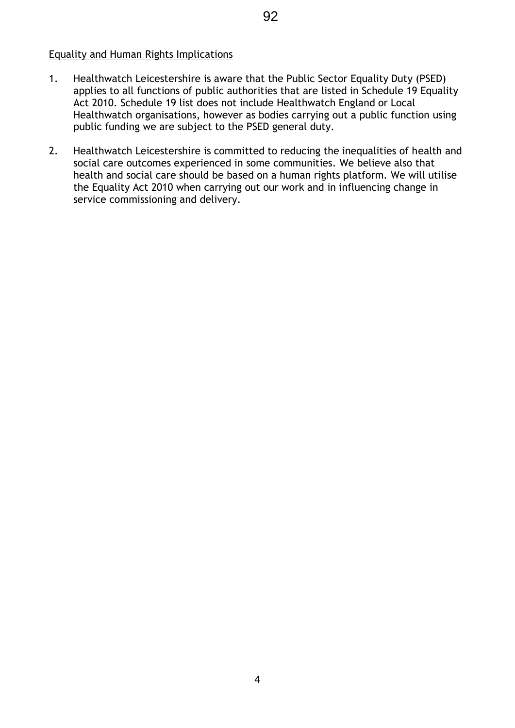Equality and Human Rights Implications

1. Healthwatch Leicestershire is aware that the Public Sector Equality Duty (PSED) applies to all functions of public authorities that are listed in Schedule 19 Equality Act 2010. Schedule 19 list does not include Healthwatch England or Local Healthwatch organisations, however as bodies carrying out a public function using public funding we are subject to the PSED general duty.

2. Healthwatch Leicestershire is committed to reducing the inequalities of health and social care outcomes experienced in some communities. We believe also that health and social care should be based on a human rights platform. We will utilise the Equality Act 2010 when carrying out our work and in influencing change in service commissioning and delivery.